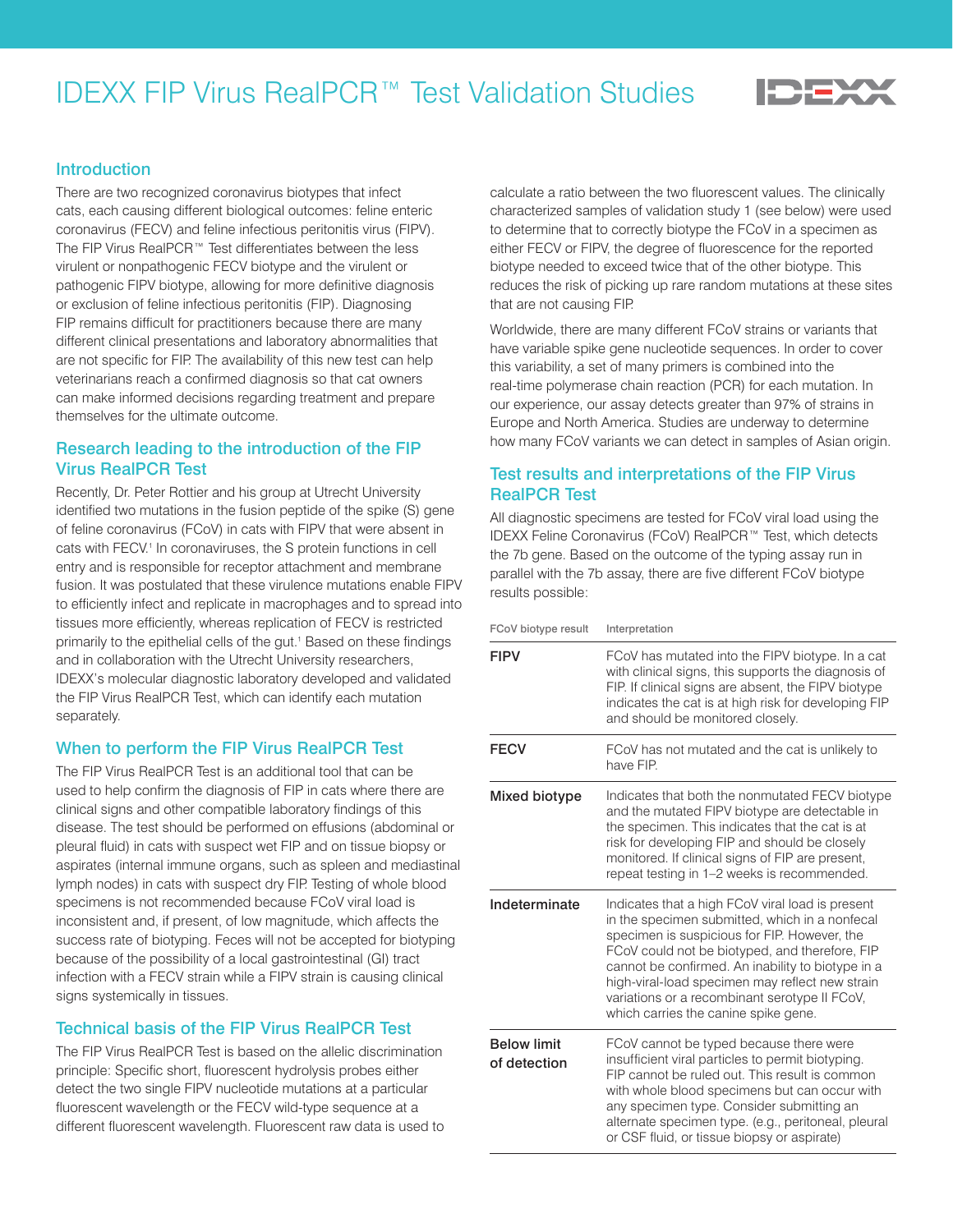# IDEXX FIP Virus RealPCR™ Test Validation Studies

## Introduction

There are two recognized coronavirus biotypes that infect cats, each causing different biological outcomes: feline enteric coronavirus (FECV) and feline infectious peritonitis virus (FIPV). The FIP Virus RealPCR™ Test differentiates between the less virulent or nonpathogenic FECV biotype and the virulent or pathogenic FIPV biotype, allowing for more definitive diagnosis or exclusion of feline infectious peritonitis (FIP). Diagnosing FIP remains difficult for practitioners because there are many different clinical presentations and laboratory abnormalities that are not specific for FIP. The availability of this new test can help veterinarians reach a confirmed diagnosis so that cat owners can make informed decisions regarding treatment and prepare themselves for the ultimate outcome.

## Research leading to the introduction of the FIP Virus RealPCR Test

Recently, Dr. Peter Rottier and his group at Utrecht University identified two mutations in the fusion peptide of the spike (S) gene of feline coronavirus (FCoV) in cats with FIPV that were absent in cats with FECV.[1] In coronaviruses, the S protein functions in cell entry and is responsible for receptor attachment and membrane fusion. It was postulated that these virulence mutations enable FIPV to efficiently infect and replicate in macrophages and to spread into tissues more efficiently, whereas replication of FECV is restricted primarily to the epithelial cells of the gut.[1] Based on these findings and in collaboration with the Utrecht University researchers, IDEXX's molecular diagnostic laboratory developed and validated the FIP Virus RealPCR Test, which can identify each mutation separately.

## When to perform the FIP Virus RealPCR Test

The FIP Virus RealPCR Test is an additional tool that can be used to help confirm the diagnosis of FIP in cats where there are clinical signs and other compatible laboratory findings of this disease. The test should be performed on effusions (abdominal or pleural fluid) in cats with suspect wet FIP and on tissue biopsy or aspirates (internal immune organs, such as spleen and mediastinal lymph nodes) in cats with suspect dry FIP. Testing of whole blood specimens is not recommended because FCoV viral load is inconsistent and, if present, of low magnitude, which affects the success rate of biotyping. Feces will not be accepted for biotyping because of the possibility of a local gastrointestinal (GI) tract infection with a FECV strain while a FIPV strain is causing clinical signs systemically in tissues.

## Technical basis of the FIP Virus RealPCR Test

The FIP Virus RealPCR Test is based on the allelic discrimination principle: Specific short, fluorescent hydrolysis probes either detect the two single FIPV nucleotide mutations at a particular fluorescent wavelength or the FECV wild-type sequence at a different fluorescent wavelength. Fluorescent raw data is used to calculate a ratio between the two fluorescent values. The clinically characterized samples of validation study 1 (see below) were used to determine that to correctly biotype the FCoV in a specimen as either FECV or FIPV, the degree of fluorescence for the reported biotype needed to exceed twice that of the other biotype. This reduces the risk of picking up rare random mutations at these sites that are not causing FIP.

Worldwide, there are many different FCoV strains or variants that have variable spike gene nucleotide sequences. In order to cover this variability, a set of many primers is combined into the real-time polymerase chain reaction (PCR) for each mutation. In our experience, our assay detects greater than 97% of strains in Europe and North America. Studies are underway to determine how many FCoV variants we can detect in samples of Asian origin.

## Test results and interpretations of the FIP Virus RealPCR Test

All diagnostic specimens are tested for FCoV viral load using the IDEXX Feline Coronavirus (FCoV) RealPCR™ Test, which detects the 7b gene. Based on the outcome of the typing assay run in parallel with the 7b assay, there are five different FCoV biotype results possible:

| FCoV biotype result | Interpretation |
|---|---|
| **FIPV** | FCoV has mutated into the FIPV biotype. In a cat with clinical signs, this supports the diagnosis of FIP. If clinical signs are absent, the FIPV biotype indicates the cat is at high risk for developing FIP and should be monitored closely. |
| **FECV** | FCoV has not mutated and the cat is unlikely to have FIP. |
| **Mixed biotype** | Indicates that both the nonmutated FECV biotype and the mutated FIPV biotype are detectable in the specimen. This indicates that the cat is at risk for developing FIP and should be closely monitored. If clinical signs of FIP are present, repeat testing in 1–2 weeks is recommended. |
| **Indeterminate** | Indicates that a high FCoV viral load is present in the specimen submitted, which in a nonfecal specimen is suspicious for FIP. However, the FCoV could not be biotyped, and therefore, FIP cannot be confirmed. An inability to biotype in a high-viral-load specimen may reflect new strain variations or a recombinant serotype II FCoV, which carries the canine spike gene. |
| **Below limit of detection** | FCoV cannot be typed because there were insufficient viral particles to permit biotyping. FIP cannot be ruled out. This result is common with whole blood specimens but can occur with any specimen type. Consider submitting an alternate specimen type. (e.g., peritoneal, pleural or CSF fluid, or tissue biopsy or aspirate) |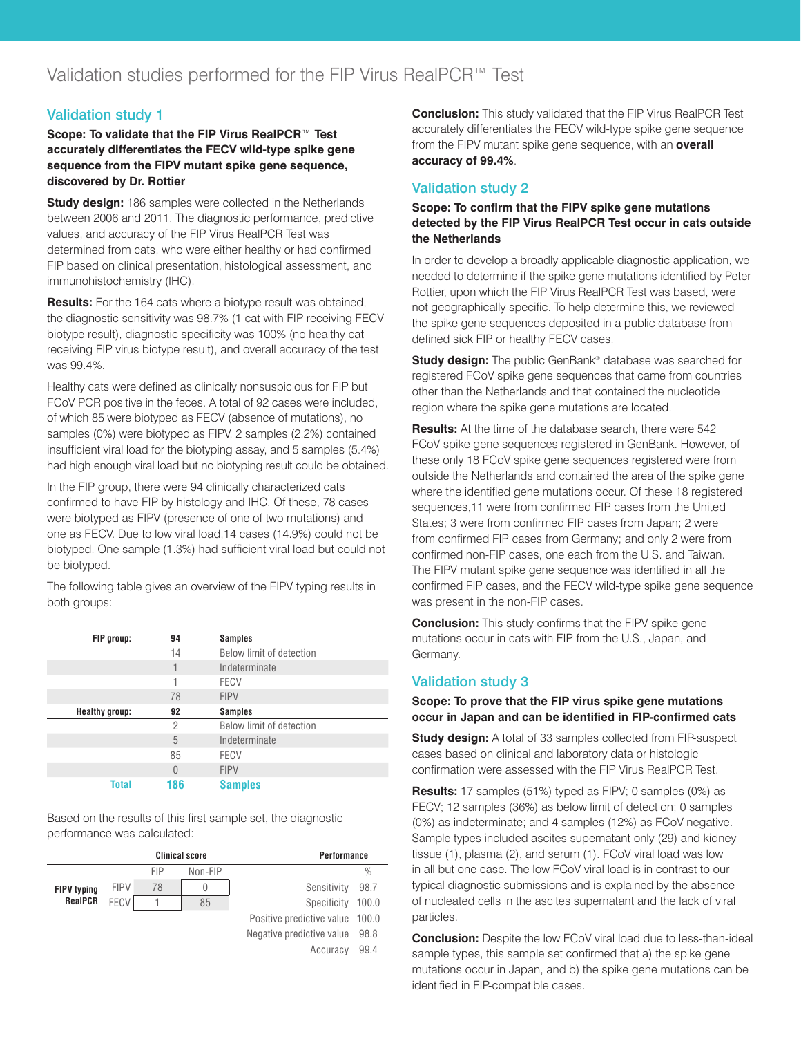# Validation studies performed for the FIP Virus RealPCR™ Test

## Validation study 1

**Scope: To validate that the FIP Virus RealPCR™ Test accurately differentiates the FECV wild-type spike gene sequence from the FIPV mutant spike gene sequence, discovered by Dr. Rottier**

**Study design:** 186 samples were collected in the Netherlands between 2006 and 2011. The diagnostic performance, predictive values, and accuracy of the FIP Virus RealPCR Test was determined from cats, who were either healthy or had confirmed FIP based on clinical presentation, histological assessment, and immunohistochemistry (IHC).

**Results:** For the 164 cats where a biotype result was obtained, the diagnostic sensitivity was 98.7% (1 cat with FIP receiving FECV biotype result), diagnostic specificity was 100% (no healthy cat receiving FIP virus biotype result), and overall accuracy of the test was 99.4%.

Healthy cats were defined as clinically nonsuspicious for FIP but FCoV PCR positive in the feces. A total of 92 cases were included, of which 85 were biotyped as FECV (absence of mutations), no samples (0%) were biotyped as FIPV, 2 samples (2.2%) contained insufficient viral load for the biotyping assay, and 5 samples (5.4%) had high enough viral load but no biotyping result could be obtained.

In the FIP group, there were 94 clinically characterized cats confirmed to have FIP by histology and IHC. Of these, 78 cases were biotyped as FIPV (presence of one of two mutations) and one as FECV. Due to low viral load,14 cases (14.9%) could not be biotyped. One sample (1.3%) had sufficient viral load but could not be biotyped.

The following table gives an overview of the FIPV typing results in both groups:

| FIP group: | 94 | Samples |
|---|---|---|
| | 14 | Below limit of detection |
| | 1 | Indeterminate |
| | 1 | FECV |
| | 78 | FIPV |
| **Healthy group:** | **92** | **Samples** |
| | 2 | Below limit of detection |
| | 5 | Indeterminate |
| | 85 | FECV |
| | 0 | FIPV |
| **Total** | **186** | **Samples** |

Based on the results of this first sample set, the diagnostic performance was calculated:

| | | Clinical score | | Performance | |
|---|---|---|---|---|---|
| | | FIP | Non-FIP | | % |
| FIPV typing RealPCR | FIPV | 78 | 0 | Sensitivity | 98.7 |
| | FECV | 1 | 85 | Specificity | 100.0 |
| | | | | Positive predictive value | 100.0 |
| | | | | Negative predictive value | 98.8 |
| | | | | Accuracy | 99.4 |

**Conclusion:** This study validated that the FIP Virus RealPCR Test accurately differentiates the FECV wild-type spike gene sequence from the FIPV mutant spike gene sequence, with an **overall accuracy of 99.4%**.

## Validation study 2

**Scope: To confirm that the FIPV spike gene mutations detected by the FIP Virus RealPCR Test occur in cats outside the Netherlands**

In order to develop a broadly applicable diagnostic application, we needed to determine if the spike gene mutations identified by Peter Rottier, upon which the FIP Virus RealPCR Test was based, were not geographically specific. To help determine this, we reviewed the spike gene sequences deposited in a public database from defined sick FIP or healthy FECV cases.

**Study design:** The public GenBank® database was searched for registered FCoV spike gene sequences that came from countries other than the Netherlands and that contained the nucleotide region where the spike gene mutations are located.

**Results:** At the time of the database search, there were 542 FCoV spike gene sequences registered in GenBank. However, of these only 18 FCoV spike gene sequences registered were from outside the Netherlands and contained the area of the spike gene where the identified gene mutations occur. Of these 18 registered sequences,11 were from confirmed FIP cases from the United States; 3 were from confirmed FIP cases from Japan; 2 were from confirmed FIP cases from Germany; and only 2 were from confirmed non-FIP cases, one each from the U.S. and Taiwan. The FIPV mutant spike gene sequence was identified in all the confirmed FIP cases, and the FECV wild-type spike gene sequence was present in the non-FIP cases.

**Conclusion:** This study confirms that the FIPV spike gene mutations occur in cats with FIP from the U.S., Japan, and Germany.

## Validation study 3

**Scope: To prove that the FIP virus spike gene mutations occur in Japan and can be identified in FIP-confirmed cats**

**Study design:** A total of 33 samples collected from FIP-suspect cases based on clinical and laboratory data or histologic confirmation were assessed with the FIP Virus RealPCR Test.

**Results:** 17 samples (51%) typed as FIPV; 0 samples (0%) as FECV; 12 samples (36%) as below limit of detection; 0 samples (0%) as indeterminate; and 4 samples (12%) as FCoV negative. Sample types included ascites supernatant only (29) and kidney tissue (1), plasma (2), and serum (1). FCoV viral load was low in all but one case. The low FCoV viral load is in contrast to our typical diagnostic submissions and is explained by the absence of nucleated cells in the ascites supernatant and the lack of viral particles.

**Conclusion:** Despite the low FCoV viral load due to less-than-ideal sample types, this sample set confirmed that a) the spike gene mutations occur in Japan, and b) the spike gene mutations can be identified in FIP-compatible cases.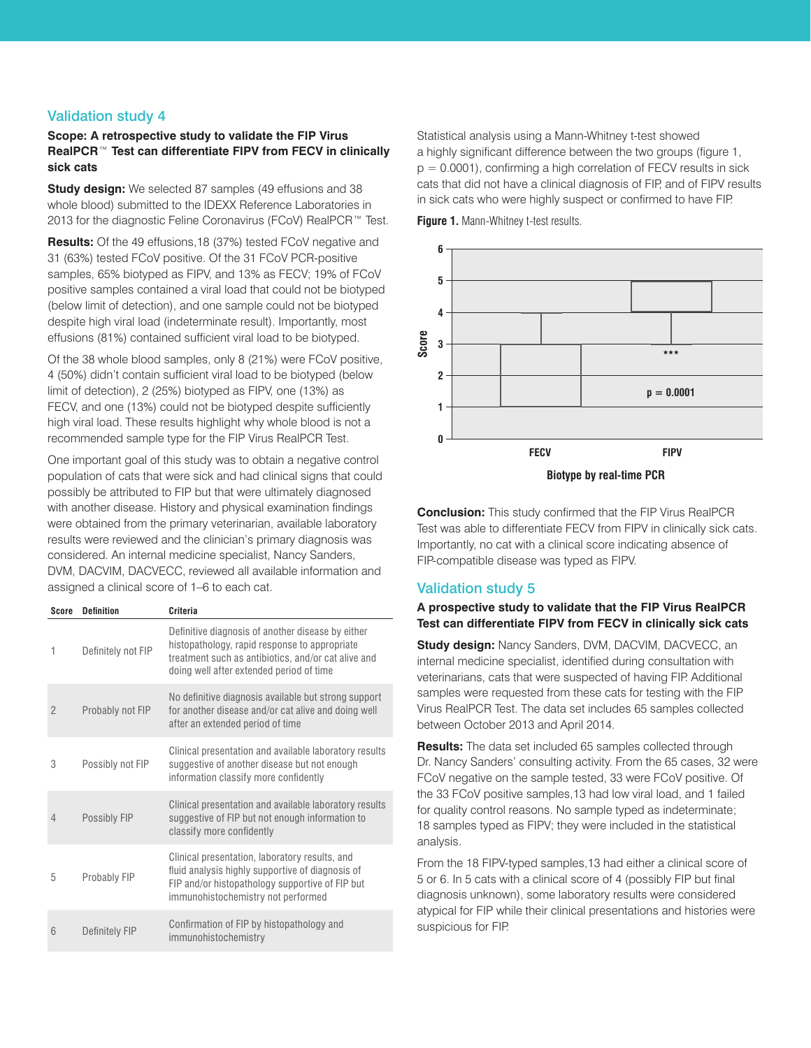## Validation study 4

**Scope: A retrospective study to validate the FIP Virus RealPCR™ Test can differentiate FIPV from FECV in clinically sick cats**

**Study design:** We selected 87 samples (49 effusions and 38 whole blood) submitted to the IDEXX Reference Laboratories in 2013 for the diagnostic Feline Coronavirus (FCoV) RealPCR™ Test.

**Results:** Of the 49 effusions,18 (37%) tested FCoV negative and 31 (63%) tested FCoV positive. Of the 31 FCoV PCR-positive samples, 65% biotyped as FIPV, and 13% as FECV; 19% of FCoV positive samples contained a viral load that could not be biotyped (below limit of detection), and one sample could not be biotyped despite high viral load (indeterminate result). Importantly, most effusions (81%) contained sufficient viral load to be biotyped.

Of the 38 whole blood samples, only 8 (21%) were FCoV positive, 4 (50%) didn't contain sufficient viral load to be biotyped (below limit of detection), 2 (25%) biotyped as FIPV, one (13%) as FECV, and one (13%) could not be biotyped despite sufficiently high viral load. These results highlight why whole blood is not a recommended sample type for the FIP Virus RealPCR Test.

One important goal of this study was to obtain a negative control population of cats that were sick and had clinical signs that could possibly be attributed to FIP but that were ultimately diagnosed with another disease. History and physical examination findings were obtained from the primary veterinarian, available laboratory results were reviewed and the clinician's primary diagnosis was considered. An internal medicine specialist, Nancy Sanders, DVM, DACVIM, DACVECC, reviewed all available information and assigned a clinical score of 1–6 to each cat.

| Score | Definition | Criteria |
|---|---|---|
| 1 | Definitely not FIP | Definitive diagnosis of another disease by either histopathology, rapid response to appropriate treatment such as antibiotics, and/or cat alive and doing well after extended period of time |
| 2 | Probably not FIP | No definitive diagnosis available but strong support for another disease and/or cat alive and doing well after an extended period of time |
| 3 | Possibly not FIP | Clinical presentation and available laboratory results suggestive of another disease but not enough information classify more confidently |
| 4 | Possibly FIP | Clinical presentation and available laboratory results suggestive of FIP but not enough information to classify more confidently |
| 5 | Probably FIP | Clinical presentation, laboratory results, and fluid analysis highly supportive of diagnosis of FIP and/or histopathology supportive of FIP but immunohistochemistry not performed |
| 6 | Definitely FIP | Confirmation of FIP by histopathology and immunohistochemistry |

Statistical analysis using a Mann-Whitney t-test showed a highly significant difference between the two groups (figure 1, $p = 0.0001$), confirming a high correlation of FECV results in sick cats that did not have a clinical diagnosis of FIP, and of FIPV results in sick cats who were highly suspect or confirmed to have FIP.

**Figure 1.** Mann-Whitney t-test results.

**Conclusion:** This study confirmed that the FIP Virus RealPCR Test was able to differentiate FECV from FIPV in clinically sick cats. Importantly, no cat with a clinical score indicating absence of FIP-compatible disease was typed as FIPV.

## Validation study 5

**A prospective study to validate that the FIP Virus RealPCR Test can differentiate FIPV from FECV in clinically sick cats**

**Study design:** Nancy Sanders, DVM, DACVIM, DACVECC, an internal medicine specialist, identified during consultation with veterinarians, cats that were suspected of having FIP. Additional samples were requested from these cats for testing with the FIP Virus RealPCR Test. The data set includes 65 samples collected between October 2013 and April 2014.

**Results:** The data set included 65 samples collected through Dr. Nancy Sanders' consulting activity. From the 65 cases, 32 were FCoV negative on the sample tested, 33 were FCoV positive. Of the 33 FCoV positive samples,13 had low viral load, and 1 failed for quality control reasons. No sample typed as indeterminate; 18 samples typed as FIPV; they were included in the statistical analysis.

From the 18 FIPV-typed samples,13 had either a clinical score of 5 or 6. In 5 cats with a clinical score of 4 (possibly FIP but final diagnosis unknown), some laboratory results were considered atypical for FIP while their clinical presentations and histories were suspicious for FIP.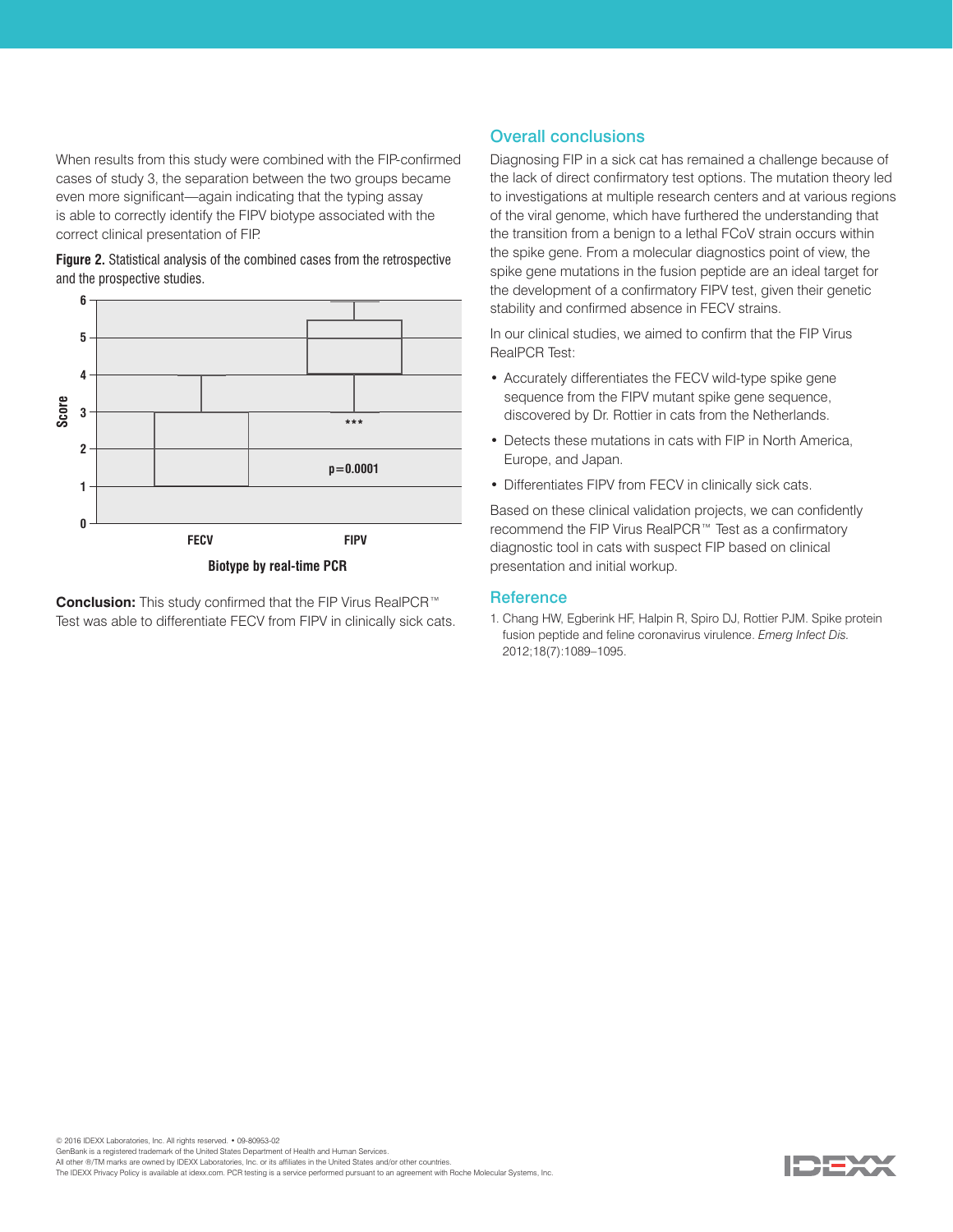When results from this study were combined with the FIP-confirmed cases of study 3, the separation between the two groups became even more significant—again indicating that the typing assay is able to correctly identify the FIPV biotype associated with the correct clinical presentation of FIP.

**Figure 2.** Statistical analysis of the combined cases from the retrospective and the prospective studies.

Score

6
5
4
3
2
1
0

FECV

FIPV

***

p=0.0001

Biotype by real-time PCR

**Conclusion:** This study confirmed that the FIP Virus RealPCR™ Test was able to differentiate FECV from FIPV in clinically sick cats.

## Overall conclusions

Diagnosing FIP in a sick cat has remained a challenge because of the lack of direct confirmatory test options. The mutation theory led to investigations at multiple research centers and at various regions of the viral genome, which have furthered the understanding that the transition from a benign to a lethal FCoV strain occurs within the spike gene. From a molecular diagnostics point of view, the spike gene mutations in the fusion peptide are an ideal target for the development of a confirmatory FIPV test, given their genetic stability and confirmed absence in FECV strains.

In our clinical studies, we aimed to confirm that the FIP Virus RealPCR Test:

- Accurately differentiates the FECV wild-type spike gene sequence from the FIPV mutant spike gene sequence, discovered by Dr. Rottier in cats from the Netherlands.
- Detects these mutations in cats with FIP in North America, Europe, and Japan.
- Differentiates FIPV from FECV in clinically sick cats.

Based on these clinical validation projects, we can confidently recommend the FIP Virus RealPCR™ Test as a confirmatory diagnostic tool in cats with suspect FIP based on clinical presentation and initial workup.

## Reference

1. Chang HW, Egberink HF, Halpin R, Spiro DJ, Rottier PJM. Spike protein fusion peptide and feline coronavirus virulence. *Emerg Infect Dis.* 2012;18(7):1089–1095.

© 2016 IDEXX Laboratories, Inc. All rights reserved. • 09-80953-02
GenBank is a registered trademark of the United States Department of Health and Human Services.
All other ®/TM marks are owned by IDEXX Laboratories, Inc. or its affiliates in the United States and/or other countries.
The IDEXX Privacy Policy is available at idexx.com. PCR testing is a service performed pursuant to an agreement with Roche Molecular Systems, Inc.